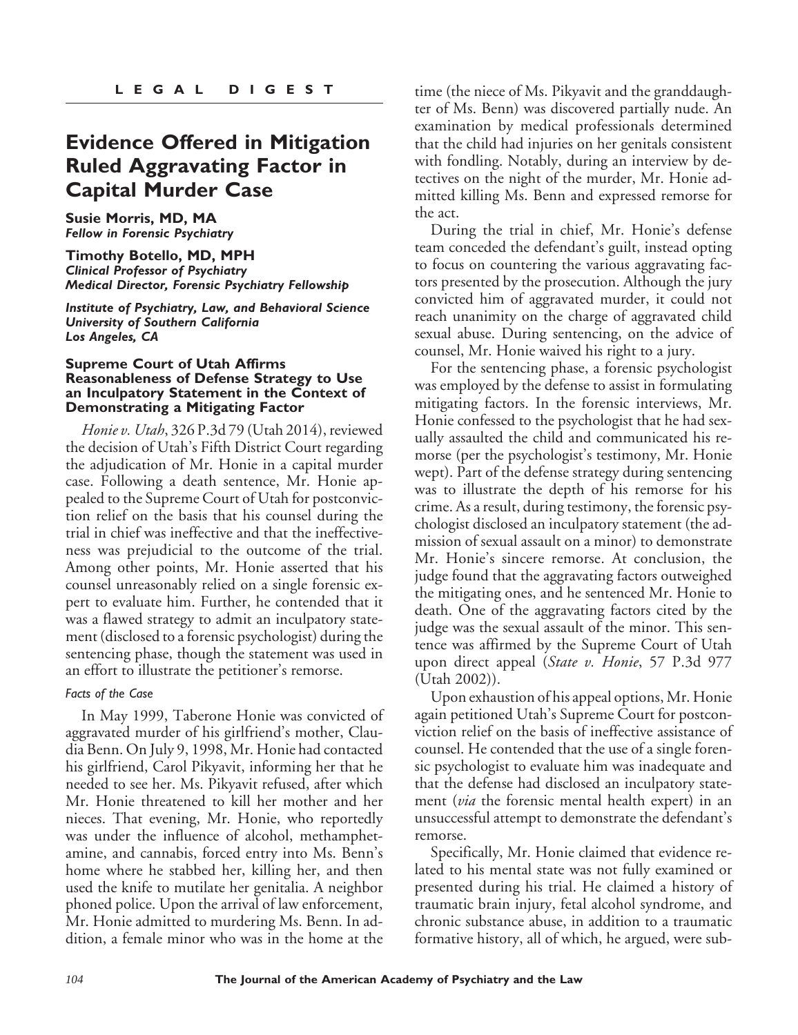LEGAL DIGEST

# Evidence Offered in Mitigation Ruled Aggravating Factor in Capital Murder Case

**Susie Morris, MD, MA**
*Fellow in Forensic Psychiatry*

**Timothy Botello, MD, MPH**
*Clinical Professor of Psychiatry*
*Medical Director, Forensic Psychiatry Fellowship*

*Institute of Psychiatry, Law, and Behavioral Science*
*University of Southern California*
*Los Angeles, CA*

### Supreme Court of Utah Affirms Reasonableness of Defense Strategy to Use an Inculpatory Statement in the Context of Demonstrating a Mitigating Factor

*Honie v. Utah*, 326 P.3d 79 (Utah 2014), reviewed the decision of Utah's Fifth District Court regarding the adjudication of Mr. Honie in a capital murder case. Following a death sentence, Mr. Honie appealed to the Supreme Court of Utah for postconviction relief on the basis that his counsel during the trial in chief was ineffective and that the ineffectiveness was prejudicial to the outcome of the trial. Among other points, Mr. Honie asserted that his counsel unreasonably relied on a single forensic expert to evaluate him. Further, he contended that it was a flawed strategy to admit an inculpatory statement (disclosed to a forensic psychologist) during the sentencing phase, though the statement was used in an effort to illustrate the petitioner's remorse.

#### Facts of the Case

In May 1999, Taberone Honie was convicted of aggravated murder of his girlfriend's mother, Claudia Benn. On July 9, 1998, Mr. Honie had contacted his girlfriend, Carol Pikyavit, informing her that he needed to see her. Ms. Pikyavit refused, after which Mr. Honie threatened to kill her mother and her nieces. That evening, Mr. Honie, who reportedly was under the influence of alcohol, methamphetamine, and cannabis, forced entry into Ms. Benn's home where he stabbed her, killing her, and then used the knife to mutilate her genitalia. A neighbor phoned police. Upon the arrival of law enforcement, Mr. Honie admitted to murdering Ms. Benn. In addition, a female minor who was in the home at the time (the niece of Ms. Pikyavit and the granddaughter of Ms. Benn) was discovered partially nude. An examination by medical professionals determined that the child had injuries on her genitals consistent with fondling. Notably, during an interview by detectives on the night of the murder, Mr. Honie admitted killing Ms. Benn and expressed remorse for the act.

During the trial in chief, Mr. Honie's defense team conceded the defendant's guilt, instead opting to focus on countering the various aggravating factors presented by the prosecution. Although the jury convicted him of aggravated murder, it could not reach unanimity on the charge of aggravated child sexual abuse. During sentencing, on the advice of counsel, Mr. Honie waived his right to a jury.

For the sentencing phase, a forensic psychologist was employed by the defense to assist in formulating mitigating factors. In the forensic interviews, Mr. Honie confessed to the psychologist that he had sexually assaulted the child and communicated his remorse (per the psychologist's testimony, Mr. Honie wept). Part of the defense strategy during sentencing was to illustrate the depth of his remorse for his crime. As a result, during testimony, the forensic psychologist disclosed an inculpatory statement (the admission of sexual assault on a minor) to demonstrate Mr. Honie's sincere remorse. At conclusion, the judge found that the aggravating factors outweighed the mitigating ones, and he sentenced Mr. Honie to death. One of the aggravating factors cited by the judge was the sexual assault of the minor. This sentence was affirmed by the Supreme Court of Utah upon direct appeal (*State v. Honie*, 57 P.3d 977 (Utah 2002)).

Upon exhaustion of his appeal options, Mr. Honie again petitioned Utah's Supreme Court for postconviction relief on the basis of ineffective assistance of counsel. He contended that the use of a single forensic psychologist to evaluate him was inadequate and that the defense had disclosed an inculpatory statement (*via* the forensic mental health expert) in an unsuccessful attempt to demonstrate the defendant's remorse.

Specifically, Mr. Honie claimed that evidence related to his mental state was not fully examined or presented during his trial. He claimed a history of traumatic brain injury, fetal alcohol syndrome, and chronic substance abuse, in addition to a traumatic formative history, all of which, he argued, were sub-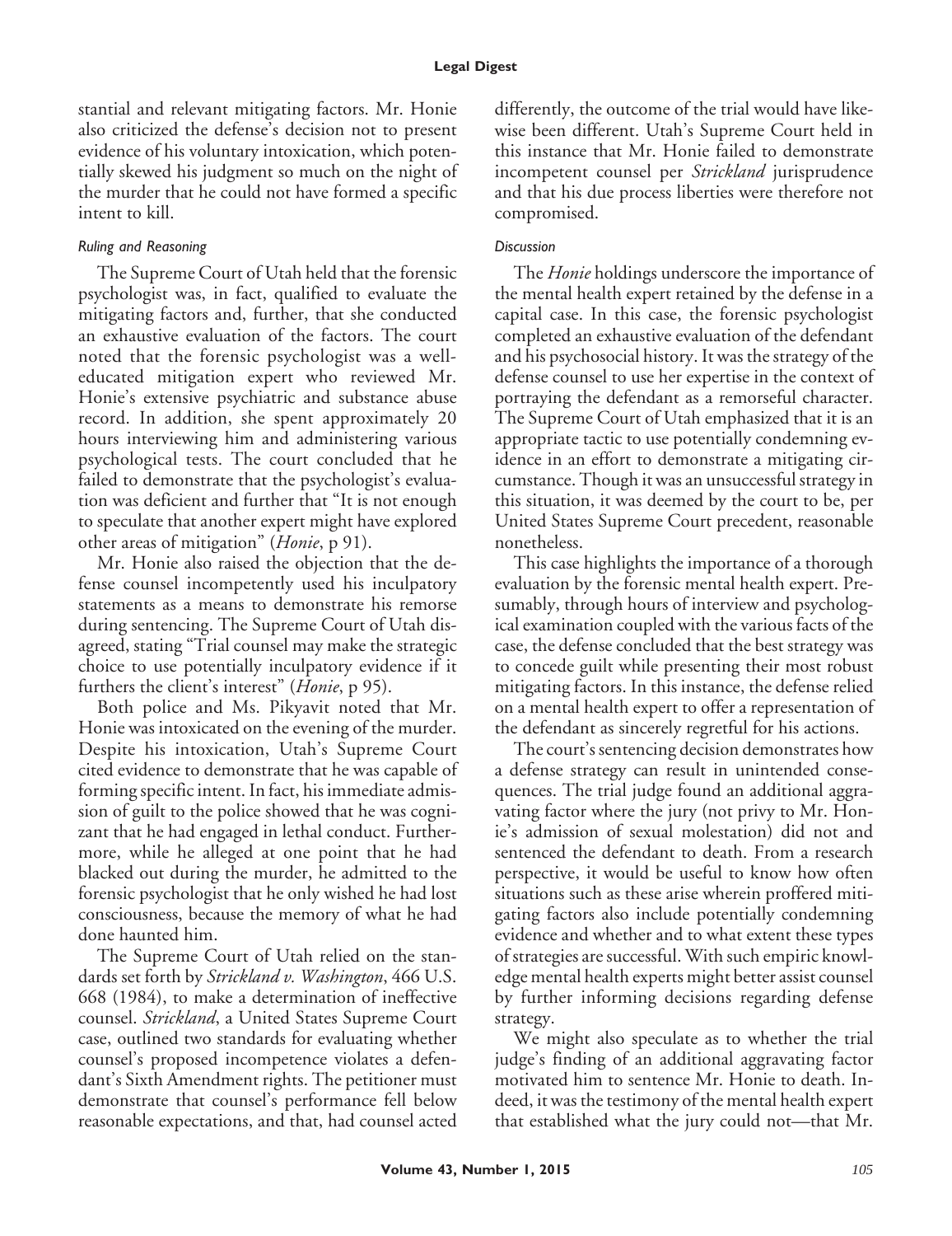stantial and relevant mitigating factors. Mr. Honie also criticized the defense's decision not to present evidence of his voluntary intoxication, which potentially skewed his judgment so much on the night of the murder that he could not have formed a specific intent to kill.

### *Ruling and Reasoning*

The Supreme Court of Utah held that the forensic psychologist was, in fact, qualified to evaluate the mitigating factors and, further, that she conducted an exhaustive evaluation of the factors. The court noted that the forensic psychologist was a well-educated mitigation expert who reviewed Mr. Honie's extensive psychiatric and substance abuse record. In addition, she spent approximately 20 hours interviewing him and administering various psychological tests. The court concluded that he failed to demonstrate that the psychologist's evaluation was deficient and further that "It is not enough to speculate that another expert might have explored other areas of mitigation" (*Honie*, p 91).

Mr. Honie also raised the objection that the defense counsel incompetently used his inculpatory statements as a means to demonstrate his remorse during sentencing. The Supreme Court of Utah disagreed, stating "Trial counsel may make the strategic choice to use potentially inculpatory evidence if it furthers the client's interest" (*Honie*, p 95).

Both police and Ms. Pikyavit noted that Mr. Honie was intoxicated on the evening of the murder. Despite his intoxication, Utah's Supreme Court cited evidence to demonstrate that he was capable of forming specific intent. In fact, his immediate admission of guilt to the police showed that he was cognizant that he had engaged in lethal conduct. Furthermore, while he alleged at one point that he had blacked out during the murder, he admitted to the forensic psychologist that he only wished he had lost consciousness, because the memory of what he had done haunted him.

The Supreme Court of Utah relied on the standards set forth by *Strickland v. Washington*, 466 U.S. 668 (1984), to make a determination of ineffective counsel. *Strickland*, a United States Supreme Court case, outlined two standards for evaluating whether counsel's proposed incompetence violates a defendant's Sixth Amendment rights. The petitioner must demonstrate that counsel's performance fell below reasonable expectations, and that, had counsel acted differently, the outcome of the trial would have likewise been different. Utah's Supreme Court held in this instance that Mr. Honie failed to demonstrate incompetent counsel per *Strickland* jurisprudence and that his due process liberties were therefore not compromised.

### *Discussion*

The *Honie* holdings underscore the importance of the mental health expert retained by the defense in a capital case. In this case, the forensic psychologist completed an exhaustive evaluation of the defendant and his psychosocial history. It was the strategy of the defense counsel to use her expertise in the context of portraying the defendant as a remorseful character. The Supreme Court of Utah emphasized that it is an appropriate tactic to use potentially condemning evidence in an effort to demonstrate a mitigating circumstance. Though it was an unsuccessful strategy in this situation, it was deemed by the court to be, per United States Supreme Court precedent, reasonable nonetheless.

This case highlights the importance of a thorough evaluation by the forensic mental health expert. Presumably, through hours of interview and psychological examination coupled with the various facts of the case, the defense concluded that the best strategy was to concede guilt while presenting their most robust mitigating factors. In this instance, the defense relied on a mental health expert to offer a representation of the defendant as sincerely regretful for his actions.

The court's sentencing decision demonstrates how a defense strategy can result in unintended consequences. The trial judge found an additional aggravating factor where the jury (not privy to Mr. Honie's admission of sexual molestation) did not and sentenced the defendant to death. From a research perspective, it would be useful to know how often situations such as these arise wherein proffered mitigating factors also include potentially condemning evidence and whether and to what extent these types of strategies are successful. With such empiric knowledge mental health experts might better assist counsel by further informing decisions regarding defense strategy.

We might also speculate as to whether the trial judge's finding of an additional aggravating factor motivated him to sentence Mr. Honie to death. Indeed, it was the testimony of the mental health expert that established what the jury could not—that Mr.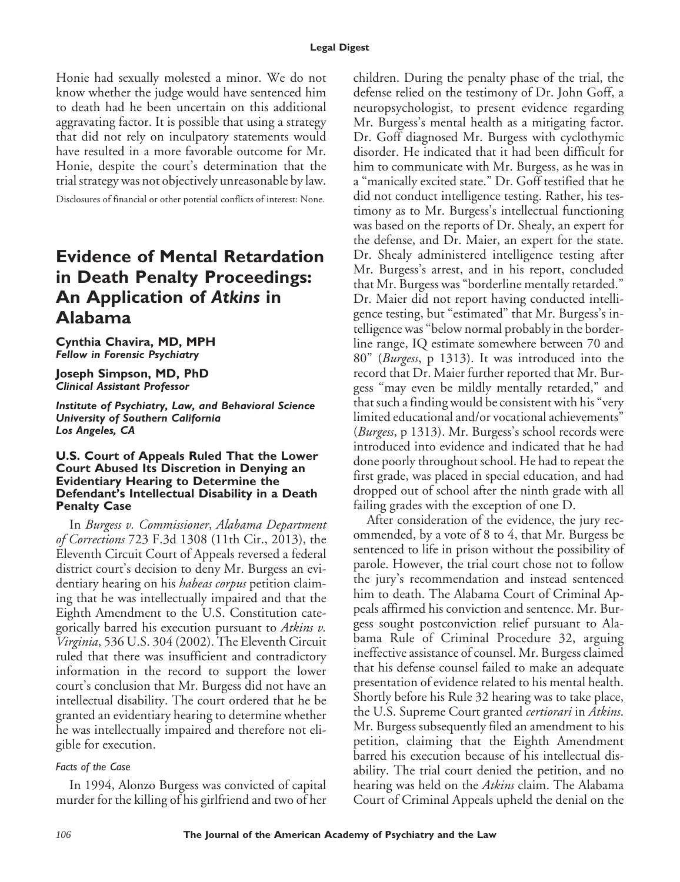Honie had sexually molested a minor. We do not know whether the judge would have sentenced him to death had he been uncertain on this additional aggravating factor. It is possible that using a strategy that did not rely on inculpatory statements would have resulted in a more favorable outcome for Mr. Honie, despite the court's determination that the trial strategy was not objectively unreasonable by law.

Disclosures of financial or other potential conflicts of interest: None.

# Evidence of Mental Retardation in Death Penalty Proceedings: An Application of *Atkins* in Alabama

**Cynthia Chavira, MD, MPH**
***Fellow in Forensic Psychiatry***

**Joseph Simpson, MD, PhD**
***Clinical Assistant Professor***

***Institute of Psychiatry, Law, and Behavioral Science***
***University of Southern California***
***Los Angeles, CA***

### U.S. Court of Appeals Ruled That the Lower Court Abused Its Discretion in Denying an Evidentiary Hearing to Determine the Defendant's Intellectual Disability in a Death Penalty Case

In *Burgess v. Commissioner*, *Alabama Department of Corrections* 723 F.3d 1308 (11th Cir., 2013), the Eleventh Circuit Court of Appeals reversed a federal district court's decision to deny Mr. Burgess an evidentiary hearing on his *habeas corpus* petition claiming that he was intellectually impaired and that the Eighth Amendment to the U.S. Constitution categorically barred his execution pursuant to *Atkins v. Virginia*, 536 U.S. 304 (2002). The Eleventh Circuit ruled that there was insufficient and contradictory information in the record to support the lower court's conclusion that Mr. Burgess did not have an intellectual disability. The court ordered that he be granted an evidentiary hearing to determine whether he was intellectually impaired and therefore not eligible for execution.

*Facts of the Case*

In 1994, Alonzo Burgess was convicted of capital murder for the killing of his girlfriend and two of her children. During the penalty phase of the trial, the defense relied on the testimony of Dr. John Goff, a neuropsychologist, to present evidence regarding Mr. Burgess's mental health as a mitigating factor. Dr. Goff diagnosed Mr. Burgess with cyclothymic disorder. He indicated that it had been difficult for him to communicate with Mr. Burgess, as he was in a "manically excited state." Dr. Goff testified that he did not conduct intelligence testing. Rather, his testimony as to Mr. Burgess's intellectual functioning was based on the reports of Dr. Shealy, an expert for the defense, and Dr. Maier, an expert for the state. Dr. Shealy administered intelligence testing after Mr. Burgess's arrest, and in his report, concluded that Mr. Burgess was "borderline mentally retarded." Dr. Maier did not report having conducted intelligence testing, but "estimated" that Mr. Burgess's intelligence was "below normal probably in the borderline range, IQ estimate somewhere between 70 and 80" (*Burgess*, p 1313). It was introduced into the record that Dr. Maier further reported that Mr. Burgess "may even be mildly mentally retarded," and that such a finding would be consistent with his "very limited educational and/or vocational achievements" (*Burgess*, p 1313). Mr. Burgess's school records were introduced into evidence and indicated that he had done poorly throughout school. He had to repeat the first grade, was placed in special education, and had dropped out of school after the ninth grade with all failing grades with the exception of one D.

After consideration of the evidence, the jury recommended, by a vote of 8 to 4, that Mr. Burgess be sentenced to life in prison without the possibility of parole. However, the trial court chose not to follow the jury's recommendation and instead sentenced him to death. The Alabama Court of Criminal Appeals affirmed his conviction and sentence. Mr. Burgess sought postconviction relief pursuant to Alabama Rule of Criminal Procedure 32, arguing ineffective assistance of counsel. Mr. Burgess claimed that his defense counsel failed to make an adequate presentation of evidence related to his mental health. Shortly before his Rule 32 hearing was to take place, the U.S. Supreme Court granted *certiorari* in *Atkins*. Mr. Burgess subsequently filed an amendment to his petition, claiming that the Eighth Amendment barred his execution because of his intellectual disability. The trial court denied the petition, and no hearing was held on the *Atkins* claim. The Alabama Court of Criminal Appeals upheld the denial on the